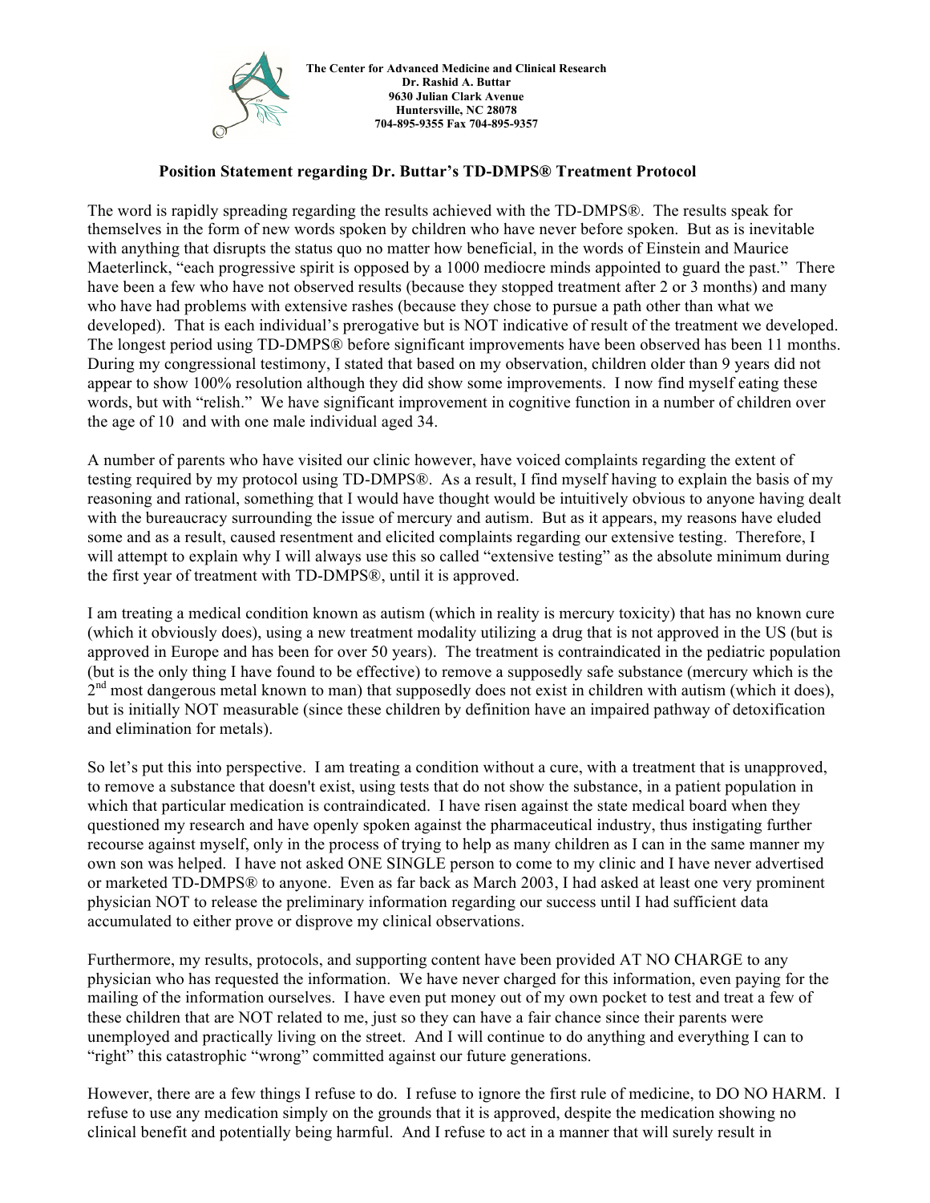**The Center for Advanced Medicine and Clinical Research**
**Dr. Rashid A. Buttar**
**9630 Julian Clark Avenue**
**Huntersville, NC 28078**
**704-895-9355 Fax 704-895-9357**

### Position Statement regarding Dr. Buttar's TD-DMPS® Treatment Protocol

The word is rapidly spreading regarding the results achieved with the TD-DMPS®. The results speak for themselves in the form of new words spoken by children who have never before spoken. But as is inevitable with anything that disrupts the status quo no matter how beneficial, in the words of Einstein and Maurice Maeterlinck, "each progressive spirit is opposed by a 1000 mediocre minds appointed to guard the past." There have been a few who have not observed results (because they stopped treatment after 2 or 3 months) and many who have had problems with extensive rashes (because they chose to pursue a path other than what we developed). That is each individual's prerogative but is NOT indicative of result of the treatment we developed. The longest period using TD-DMPS® before significant improvements have been observed has been 11 months. During my congressional testimony, I stated that based on my observation, children older than 9 years did not appear to show 100% resolution although they did show some improvements. I now find myself eating these words, but with "relish." We have significant improvement in cognitive function in a number of children over the age of 10 and with one male individual aged 34.

A number of parents who have visited our clinic however, have voiced complaints regarding the extent of testing required by my protocol using TD-DMPS®. As a result, I find myself having to explain the basis of my reasoning and rational, something that I would have thought would be intuitively obvious to anyone having dealt with the bureaucracy surrounding the issue of mercury and autism. But as it appears, my reasons have eluded some and as a result, caused resentment and elicited complaints regarding our extensive testing. Therefore, I will attempt to explain why I will always use this so called "extensive testing" as the absolute minimum during the first year of treatment with TD-DMPS®, until it is approved.

I am treating a medical condition known as autism (which in reality is mercury toxicity) that has no known cure (which it obviously does), using a new treatment modality utilizing a drug that is not approved in the US (but is approved in Europe and has been for over 50 years). The treatment is contraindicated in the pediatric population (but is the only thing I have found to be effective) to remove a supposedly safe substance (mercury which is the 2nd most dangerous metal known to man) that supposedly does not exist in children with autism (which it does), but is initially NOT measurable (since these children by definition have an impaired pathway of detoxification and elimination for metals).

So let's put this into perspective. I am treating a condition without a cure, with a treatment that is unapproved, to remove a substance that doesn't exist, using tests that do not show the substance, in a patient population in which that particular medication is contraindicated. I have risen against the state medical board when they questioned my research and have openly spoken against the pharmaceutical industry, thus instigating further recourse against myself, only in the process of trying to help as many children as I can in the same manner my own son was helped. I have not asked ONE SINGLE person to come to my clinic and I have never advertised or marketed TD-DMPS® to anyone. Even as far back as March 2003, I had asked at least one very prominent physician NOT to release the preliminary information regarding our success until I had sufficient data accumulated to either prove or disprove my clinical observations.

Furthermore, my results, protocols, and supporting content have been provided AT NO CHARGE to any physician who has requested the information. We have never charged for this information, even paying for the mailing of the information ourselves. I have even put money out of my own pocket to test and treat a few of these children that are NOT related to me, just so they can have a fair chance since their parents were unemployed and practically living on the street. And I will continue to do anything and everything I can to "right" this catastrophic "wrong" committed against our future generations.

However, there are a few things I refuse to do. I refuse to ignore the first rule of medicine, to DO NO HARM. I refuse to use any medication simply on the grounds that it is approved, despite the medication showing no clinical benefit and potentially being harmful. And I refuse to act in a manner that will surely result in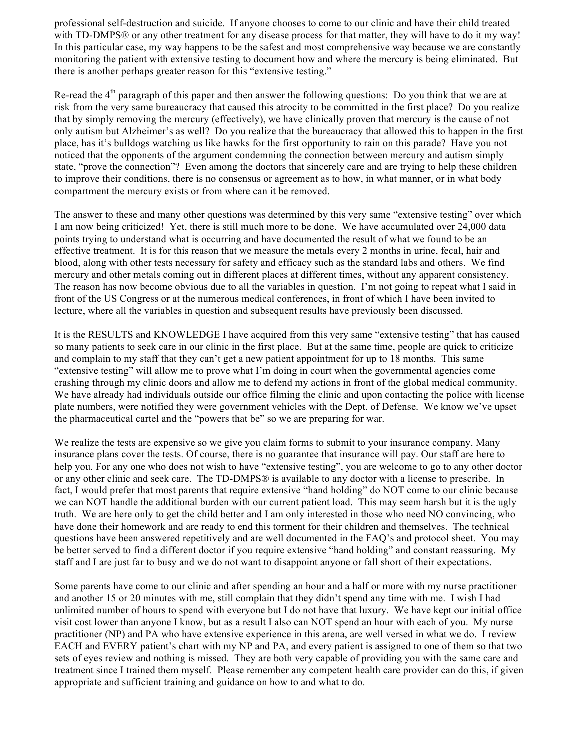professional self-destruction and suicide. If anyone chooses to come to our clinic and have their child treated with TD-DMPS® or any other treatment for any disease process for that matter, they will have to do it my way! In this particular case, my way happens to be the safest and most comprehensive way because we are constantly monitoring the patient with extensive testing to document how and where the mercury is being eliminated. But there is another perhaps greater reason for this "extensive testing."

Re-read the 4th paragraph of this paper and then answer the following questions: Do you think that we are at risk from the very same bureaucracy that caused this atrocity to be committed in the first place? Do you realize that by simply removing the mercury (effectively), we have clinically proven that mercury is the cause of not only autism but Alzheimer's as well? Do you realize that the bureaucracy that allowed this to happen in the first place, has it's bulldogs watching us like hawks for the first opportunity to rain on this parade? Have you not noticed that the opponents of the argument condemning the connection between mercury and autism simply state, "prove the connection"? Even among the doctors that sincerely care and are trying to help these children to improve their conditions, there is no consensus or agreement as to how, in what manner, or in what body compartment the mercury exists or from where can it be removed.

The answer to these and many other questions was determined by this very same "extensive testing" over which I am now being criticized! Yet, there is still much more to be done. We have accumulated over 24,000 data points trying to understand what is occurring and have documented the result of what we found to be an effective treatment. It is for this reason that we measure the metals every 2 months in urine, fecal, hair and blood, along with other tests necessary for safety and efficacy such as the standard labs and others. We find mercury and other metals coming out in different places at different times, without any apparent consistency. The reason has now become obvious due to all the variables in question. I'm not going to repeat what I said in front of the US Congress or at the numerous medical conferences, in front of which I have been invited to lecture, where all the variables in question and subsequent results have previously been discussed.

It is the RESULTS and KNOWLEDGE I have acquired from this very same "extensive testing" that has caused so many patients to seek care in our clinic in the first place. But at the same time, people are quick to criticize and complain to my staff that they can't get a new patient appointment for up to 18 months. This same "extensive testing" will allow me to prove what I'm doing in court when the governmental agencies come crashing through my clinic doors and allow me to defend my actions in front of the global medical community. We have already had individuals outside our office filming the clinic and upon contacting the police with license plate numbers, were notified they were government vehicles with the Dept. of Defense. We know we've upset the pharmaceutical cartel and the "powers that be" so we are preparing for war.

We realize the tests are expensive so we give you claim forms to submit to your insurance company. Many insurance plans cover the tests. Of course, there is no guarantee that insurance will pay. Our staff are here to help you. For any one who does not wish to have "extensive testing", you are welcome to go to any other doctor or any other clinic and seek care. The TD-DMPS® is available to any doctor with a license to prescribe. In fact, I would prefer that most parents that require extensive "hand holding" do NOT come to our clinic because we can NOT handle the additional burden with our current patient load. This may seem harsh but it is the ugly truth. We are here only to get the child better and I am only interested in those who need NO convincing, who have done their homework and are ready to end this torment for their children and themselves. The technical questions have been answered repetitively and are well documented in the FAQ's and protocol sheet. You may be better served to find a different doctor if you require extensive "hand holding" and constant reassuring. My staff and I are just far to busy and we do not want to disappoint anyone or fall short of their expectations.

Some parents have come to our clinic and after spending an hour and a half or more with my nurse practitioner and another 15 or 20 minutes with me, still complain that they didn't spend any time with me. I wish I had unlimited number of hours to spend with everyone but I do not have that luxury. We have kept our initial office visit cost lower than anyone I know, but as a result I also can NOT spend an hour with each of you. My nurse practitioner (NP) and PA who have extensive experience in this arena, are well versed in what we do. I review EACH and EVERY patient's chart with my NP and PA, and every patient is assigned to one of them so that two sets of eyes review and nothing is missed. They are both very capable of providing you with the same care and treatment since I trained them myself. Please remember any competent health care provider can do this, if given appropriate and sufficient training and guidance on how to and what to do.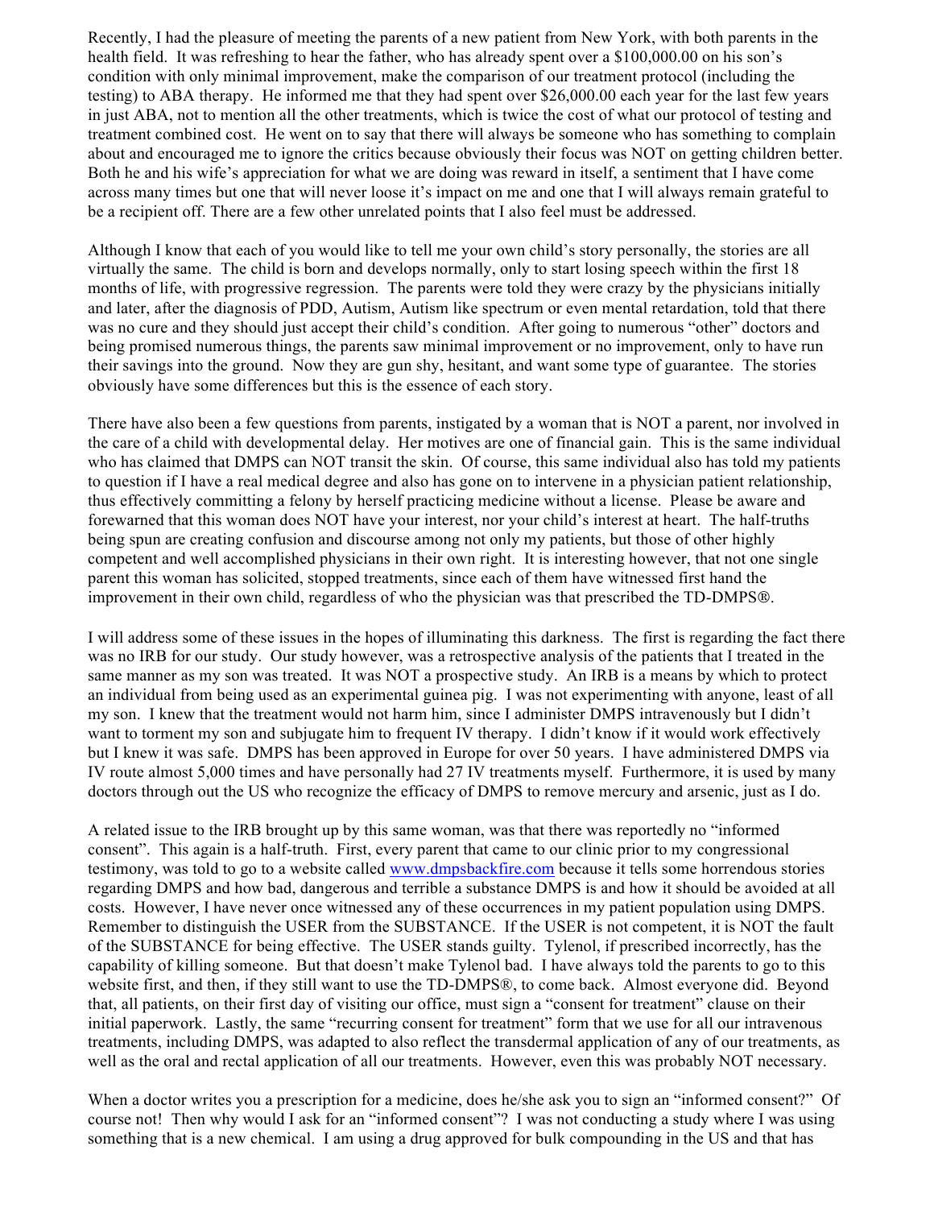Recently, I had the pleasure of meeting the parents of a new patient from New York, with both parents in the health field. It was refreshing to hear the father, who has already spent over a $100,000.00 on his son's condition with only minimal improvement, make the comparison of our treatment protocol (including the testing) to ABA therapy. He informed me that they had spent over $26,000.00 each year for the last few years in just ABA, not to mention all the other treatments, which is twice the cost of what our protocol of testing and treatment combined cost. He went on to say that there will always be someone who has something to complain about and encouraged me to ignore the critics because obviously their focus was NOT on getting children better. Both he and his wife's appreciation for what we are doing was reward in itself, a sentiment that I have come across many times but one that will never loose it's impact on me and one that I will always remain grateful to be a recipient off. There are a few other unrelated points that I also feel must be addressed.

Although I know that each of you would like to tell me your own child's story personally, the stories are all virtually the same. The child is born and develops normally, only to start losing speech within the first 18 months of life, with progressive regression. The parents were told they were crazy by the physicians initially and later, after the diagnosis of PDD, Autism, Autism like spectrum or even mental retardation, told that there was no cure and they should just accept their child's condition. After going to numerous "other" doctors and being promised numerous things, the parents saw minimal improvement or no improvement, only to have run their savings into the ground. Now they are gun shy, hesitant, and want some type of guarantee. The stories obviously have some differences but this is the essence of each story.

There have also been a few questions from parents, instigated by a woman that is NOT a parent, nor involved in the care of a child with developmental delay. Her motives are one of financial gain. This is the same individual who has claimed that DMPS can NOT transit the skin. Of course, this same individual also has told my patients to question if I have a real medical degree and also has gone on to intervene in a physician patient relationship, thus effectively committing a felony by herself practicing medicine without a license. Please be aware and forewarned that this woman does NOT have your interest, nor your child's interest at heart. The half-truths being spun are creating confusion and discourse among not only my patients, but those of other highly competent and well accomplished physicians in their own right. It is interesting however, that not one single parent this woman has solicited, stopped treatments, since each of them have witnessed first hand the improvement in their own child, regardless of who the physician was that prescribed the TD-DMPS®.

I will address some of these issues in the hopes of illuminating this darkness. The first is regarding the fact there was no IRB for our study. Our study however, was a retrospective analysis of the patients that I treated in the same manner as my son was treated. It was NOT a prospective study. An IRB is a means by which to protect an individual from being used as an experimental guinea pig. I was not experimenting with anyone, least of all my son. I knew that the treatment would not harm him, since I administer DMPS intravenously but I didn't want to torment my son and subjugate him to frequent IV therapy. I didn't know if it would work effectively but I knew it was safe. DMPS has been approved in Europe for over 50 years. I have administered DMPS via IV route almost 5,000 times and have personally had 27 IV treatments myself. Furthermore, it is used by many doctors through out the US who recognize the efficacy of DMPS to remove mercury and arsenic, just as I do.

A related issue to the IRB brought up by this same woman, was that there was reportedly no "informed consent". This again is a half-truth. First, every parent that came to our clinic prior to my congressional testimony, was told to go to a website called www.dmpsbackfire.com because it tells some horrendous stories regarding DMPS and how bad, dangerous and terrible a substance DMPS is and how it should be avoided at all costs. However, I have never once witnessed any of these occurrences in my patient population using DMPS. Remember to distinguish the USER from the SUBSTANCE. If the USER is not competent, it is NOT the fault of the SUBSTANCE for being effective. The USER stands guilty. Tylenol, if prescribed incorrectly, has the capability of killing someone. But that doesn't make Tylenol bad. I have always told the parents to go to this website first, and then, if they still want to use the TD-DMPS®, to come back. Almost everyone did. Beyond that, all patients, on their first day of visiting our office, must sign a "consent for treatment" clause on their initial paperwork. Lastly, the same "recurring consent for treatment" form that we use for all our intravenous treatments, including DMPS, was adapted to also reflect the transdermal application of any of our treatments, as well as the oral and rectal application of all our treatments. However, even this was probably NOT necessary.

When a doctor writes you a prescription for a medicine, does he/she ask you to sign an "informed consent?" Of course not! Then why would I ask for an "informed consent"? I was not conducting a study where I was using something that is a new chemical. I am using a drug approved for bulk compounding in the US and that has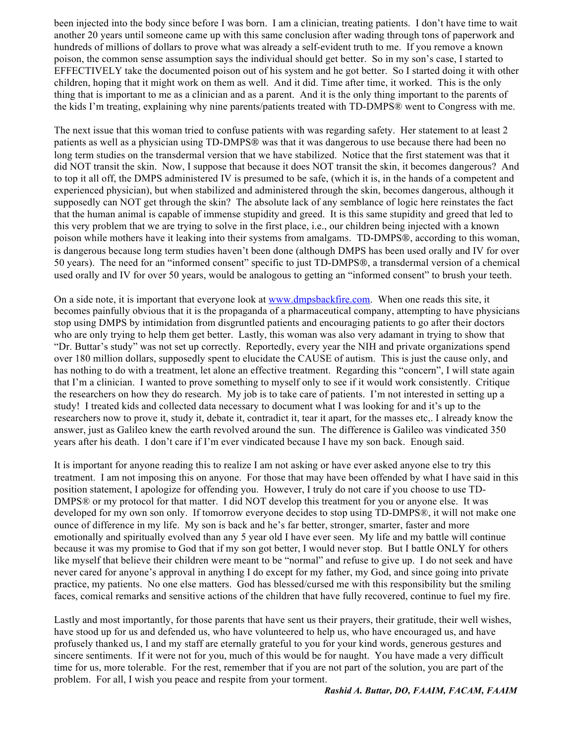been injected into the body since before I was born. I am a clinician, treating patients. I don't have time to wait another 20 years until someone came up with this same conclusion after wading through tons of paperwork and hundreds of millions of dollars to prove what was already a self-evident truth to me. If you remove a known poison, the common sense assumption says the individual should get better. So in my son's case, I started to EFFECTIVELY take the documented poison out of his system and he got better. So I started doing it with other children, hoping that it might work on them as well. And it did. Time after time, it worked. This is the only thing that is important to me as a clinician and as a parent. And it is the only thing important to the parents of the kids I'm treating, explaining why nine parents/patients treated with TD-DMPS® went to Congress with me.

The next issue that this woman tried to confuse patients with was regarding safety. Her statement to at least 2 patients as well as a physician using TD-DMPS® was that it was dangerous to use because there had been no long term studies on the transdermal version that we have stabilized. Notice that the first statement was that it did NOT transit the skin. Now, I suppose that because it does NOT transit the skin, it becomes dangerous? And to top it all off, the DMPS administered IV is presumed to be safe, (which it is, in the hands of a competent and experienced physician), but when stabilized and administered through the skin, becomes dangerous, although it supposedly can NOT get through the skin? The absolute lack of any semblance of logic here reinstates the fact that the human animal is capable of immense stupidity and greed. It is this same stupidity and greed that led to this very problem that we are trying to solve in the first place, i.e., our children being injected with a known poison while mothers have it leaking into their systems from amalgams. TD-DMPS®, according to this woman, is dangerous because long term studies haven't been done (although DMPS has been used orally and IV for over 50 years). The need for an "informed consent" specific to just TD-DMPS®, a transdermal version of a chemical used orally and IV for over 50 years, would be analogous to getting an "informed consent" to brush your teeth.

On a side note, it is important that everyone look at www.dmpsbackfire.com. When one reads this site, it becomes painfully obvious that it is the propaganda of a pharmaceutical company, attempting to have physicians stop using DMPS by intimidation from disgruntled patients and encouraging patients to go after their doctors who are only trying to help them get better. Lastly, this woman was also very adamant in trying to show that "Dr. Buttar's study" was not set up correctly. Reportedly, every year the NIH and private organizations spend over 180 million dollars, supposedly spent to elucidate the CAUSE of autism. This is just the cause only, and has nothing to do with a treatment, let alone an effective treatment. Regarding this "concern", I will state again that I'm a clinician. I wanted to prove something to myself only to see if it would work consistently. Critique the researchers on how they do research. My job is to take care of patients. I'm not interested in setting up a study! I treated kids and collected data necessary to document what I was looking for and it's up to the researchers now to prove it, study it, debate it, contradict it, tear it apart, for the masses etc,. I already know the answer, just as Galileo knew the earth revolved around the sun. The difference is Galileo was vindicated 350 years after his death. I don't care if I'm ever vindicated because I have my son back. Enough said.

It is important for anyone reading this to realize I am not asking or have ever asked anyone else to try this treatment. I am not imposing this on anyone. For those that may have been offended by what I have said in this position statement, I apologize for offending you. However, I truly do not care if you choose to use TD-DMPS® or my protocol for that matter. I did NOT develop this treatment for you or anyone else. It was developed for my own son only. If tomorrow everyone decides to stop using TD-DMPS®, it will not make one ounce of difference in my life. My son is back and he's far better, stronger, smarter, faster and more emotionally and spiritually evolved than any 5 year old I have ever seen. My life and my battle will continue because it was my promise to God that if my son got better, I would never stop. But I battle ONLY for others like myself that believe their children were meant to be "normal" and refuse to give up. I do not seek and have never cared for anyone's approval in anything I do except for my father, my God, and since going into private practice, my patients. No one else matters. God has blessed/cursed me with this responsibility but the smiling faces, comical remarks and sensitive actions of the children that have fully recovered, continue to fuel my fire.

Lastly and most importantly, for those parents that have sent us their prayers, their gratitude, their well wishes, have stood up for us and defended us, who have volunteered to help us, who have encouraged us, and have profusely thanked us, I and my staff are eternally grateful to you for your kind words, generous gestures and sincere sentiments. If it were not for you, much of this would be for naught. You have made a very difficult time for us, more tolerable. For the rest, remember that if you are not part of the solution, you are part of the problem. For all, I wish you peace and respite from your torment.

***Rashid A. Buttar, DO, FAAIM, FACAM, FAAIM***